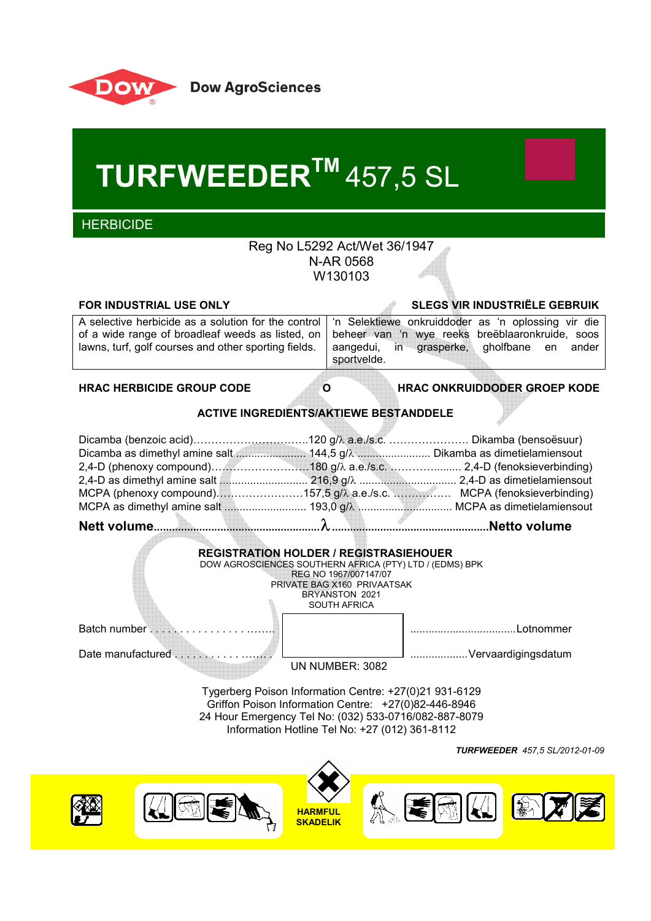Dow AgroSciences

# TURFWEEDER™ 457,5 SL

## HERBICIDE

Reg No L5292 Act/Wet 36/1947
N-AR 0568
W130103

**FOR INDUSTRIAL USE ONLY** | **SLEGS VIR INDUSTRIËLE GEBRUIK**

| A selective herbicide as a solution for the control of a wide range of broadleaf weeds as listed, on lawns, turf, golf courses and other sporting fields. | 'n Selektiewe onkruiddoder as 'n oplossing vir die beheer van 'n wye reeks breëblaaronkruide, soos aangedui, in grasperke, gholfbane en ander sportvelde. |
|---|---|

**HRAC HERBICIDE GROUP CODE** **O** **HRAC ONKRUIDDODER GROEP KODE**

**ACTIVE INGREDIENTS/AKTIEWE BESTANDDELE**

Dicamba (benzoic acid)……………………………120 g/λ a.e./s.c. …………………. Dikamba (bensoësuur)
Dicamba as dimethyl amine salt ..................... 144,5 g/λ ........................ Dikamba as dimetielamiensout
2,4-D (phenoxy compound)……………………….180 g/λ a.e./s.c. ………….......... 2,4-D (fenoksieverbinding)
2,4-D as dimethyl amine salt ............................ 216,9 g/λ ................................ 2,4-D as dimetielamiensout
MCPA (phenoxy compound)……………………157,5 g/λ a.e./s.c. ……………. MCPA (fenoksieverbinding)
MCPA as dimethyl amine salt .......................... 193,0 g/λ ............................... MCPA as dimetielamiensout

**Nett volume**......................................................λ....................................................**Netto volume**

**REGISTRATION HOLDER / REGISTRASIEHOUER**
DOW AGROSCIENCES SOUTHERN AFRICA (PTY) LTD / (EDMS) BPK
REG NO 1967/007147/07
PRIVATE BAG X160 PRIVAATSAK
BRYANSTON 2021
SOUTH AFRICA

Batch number . . . . . . . . . . . . . . . . . ........ ..................................Lotnommer

Date manufactured . . . . . . . . . . . ....... ..................Vervaardigingsdatum

UN NUMBER: 3082

Tygerberg Poison Information Centre: +27(0)21 931-6129
Griffon Poison Information Centre: +27(0)82-446-8946
24 Hour Emergency Tel No: (032) 533-0716/082-887-8079
Information Hotline Tel No: +27 (012) 361-8112

*TURFWEEDER 457,5 SL/2012-01-09*

HARMFUL
SKADELIK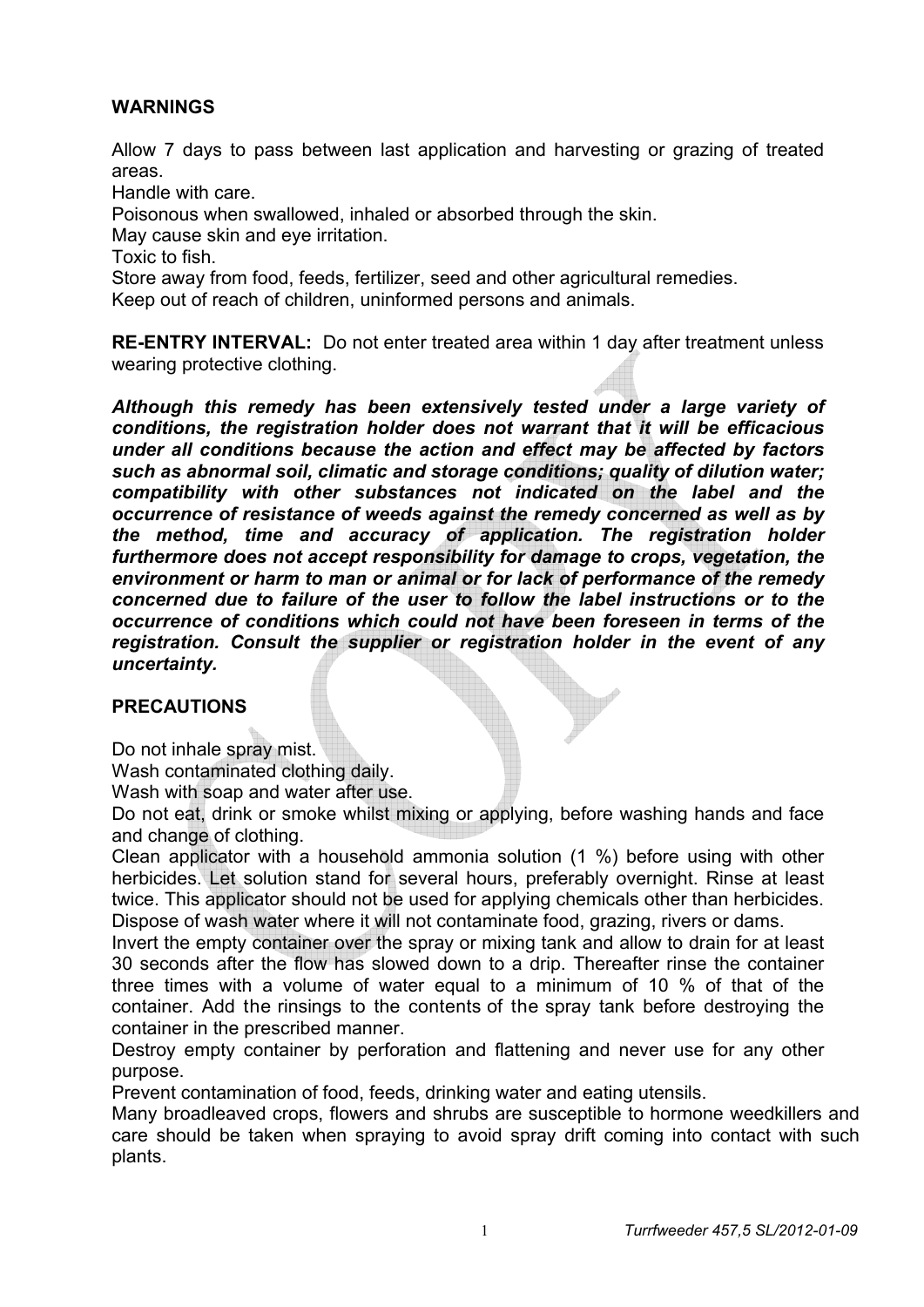## WARNINGS

Allow 7 days to pass between last application and harvesting or grazing of treated areas.
Handle with care.
Poisonous when swallowed, inhaled or absorbed through the skin.
May cause skin and eye irritation.
Toxic to fish.
Store away from food, feeds, fertilizer, seed and other agricultural remedies.
Keep out of reach of children, uninformed persons and animals.

**RE-ENTRY INTERVAL:** Do not enter treated area within 1 day after treatment unless wearing protective clothing.

***Although this remedy has been extensively tested under a large variety of conditions, the registration holder does not warrant that it will be efficacious under all conditions because the action and effect may be affected by factors such as abnormal soil, climatic and storage conditions; quality of dilution water; compatibility with other substances not indicated on the label and the occurrence of resistance of weeds against the remedy concerned as well as by the method, time and accuracy of application. The registration holder furthermore does not accept responsibility for damage to crops, vegetation, the environment or harm to man or animal or for lack of performance of the remedy concerned due to failure of the user to follow the label instructions or to the occurrence of conditions which could not have been foreseen in terms of the registration. Consult the supplier or registration holder in the event of any uncertainty.***

## PRECAUTIONS

Do not inhale spray mist.
Wash contaminated clothing daily.
Wash with soap and water after use.
Do not eat, drink or smoke whilst mixing or applying, before washing hands and face and change of clothing.
Clean applicator with a household ammonia solution (1 %) before using with other herbicides. Let solution stand for several hours, preferably overnight. Rinse at least twice. This applicator should not be used for applying chemicals other than herbicides.
Dispose of wash water where it will not contaminate food, grazing, rivers or dams.
Invert the empty container over the spray or mixing tank and allow to drain for at least 30 seconds after the flow has slowed down to a drip. Thereafter rinse the container three times with a volume of water equal to a minimum of 10 % of that of the container. Add the rinsings to the contents of the spray tank before destroying the container in the prescribed manner.
Destroy empty container by perforation and flattening and never use for any other purpose.
Prevent contamination of food, feeds, drinking water and eating utensils.
Many broadleaved crops, flowers and shrubs are susceptible to hormone weedkillers and care should be taken when spraying to avoid spray drift coming into contact with such plants.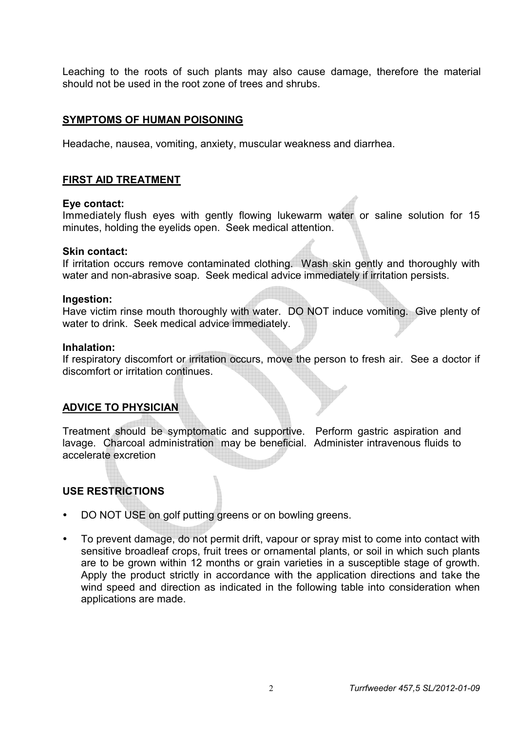Leaching to the roots of such plants may also cause damage, therefore the material should not be used in the root zone of trees and shrubs.

## SYMPTOMS OF HUMAN POISONING

Headache, nausea, vomiting, anxiety, muscular weakness and diarrhea.

## FIRST AID TREATMENT

**Eye contact:**
Immediately flush eyes with gently flowing lukewarm water or saline solution for 15 minutes, holding the eyelids open. Seek medical attention.

**Skin contact:**
If irritation occurs remove contaminated clothing. Wash skin gently and thoroughly with water and non-abrasive soap. Seek medical advice immediately if irritation persists.

**Ingestion:**
Have victim rinse mouth thoroughly with water. DO NOT induce vomiting. Give plenty of water to drink. Seek medical advice immediately.

**Inhalation:**
If respiratory discomfort or irritation occurs, move the person to fresh air. See a doctor if discomfort or irritation continues.

## ADVICE TO PHYSICIAN

Treatment should be symptomatic and supportive. Perform gastric aspiration and lavage. Charcoal administration may be beneficial. Administer intravenous fluids to accelerate excretion

## USE RESTRICTIONS

- DO NOT USE on golf putting greens or on bowling greens.
- To prevent damage, do not permit drift, vapour or spray mist to come into contact with sensitive broadleaf crops, fruit trees or ornamental plants, or soil in which such plants are to be grown within 12 months or grain varieties in a susceptible stage of growth. Apply the product strictly in accordance with the application directions and take the wind speed and direction as indicated in the following table into consideration when applications are made.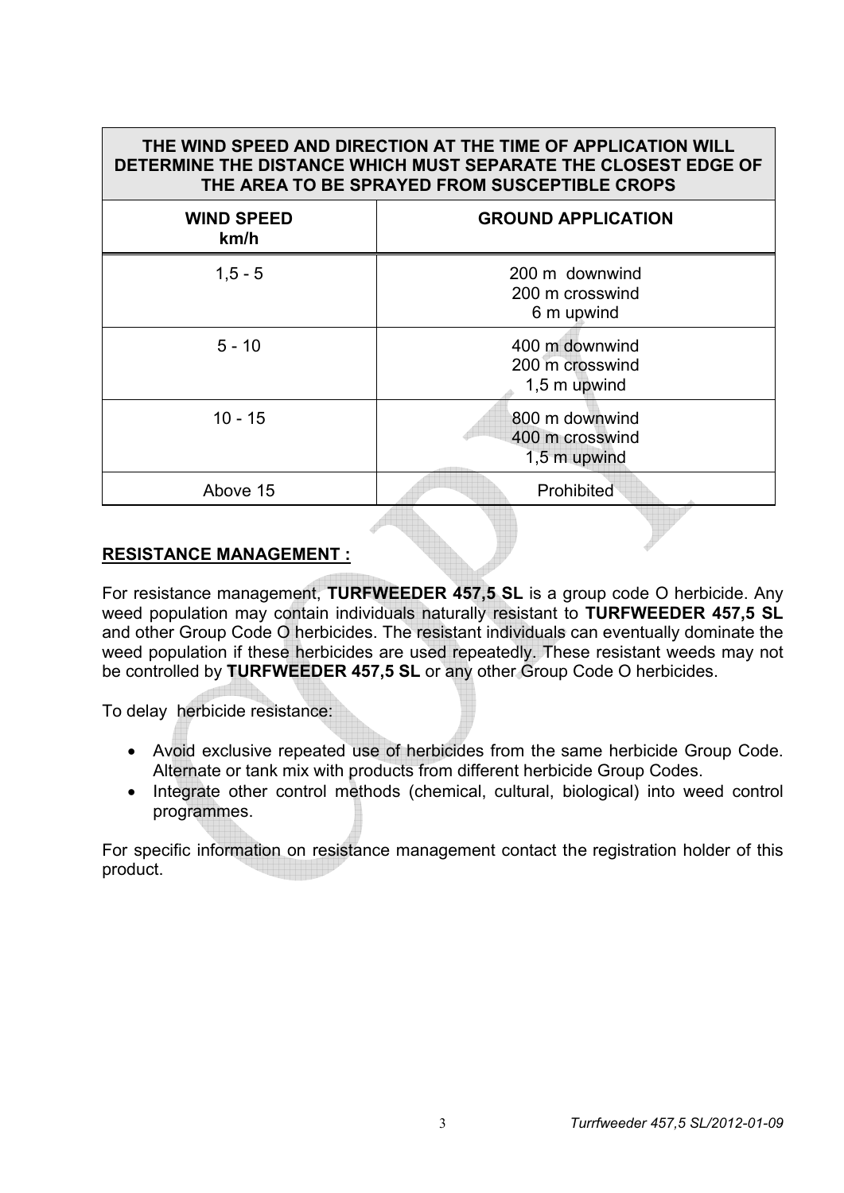| THE WIND SPEED AND DIRECTION AT THE TIME OF APPLICATION WILL DETERMINE THE DISTANCE WHICH MUST SEPARATE THE CLOSEST EDGE OF THE AREA TO BE SPRAYED FROM SUSCEPTIBLE CROPS | |
|---|---|
| **WIND SPEED km/h** | **GROUND APPLICATION** |
| 1,5 - 5 | 200 m downwind<br>200 m crosswind<br>6 m upwind |
| 5 - 10 | 400 m downwind<br>200 m crosswind<br>1,5 m upwind |
| 10 - 15 | 800 m downwind<br>400 m crosswind<br>1,5 m upwind |
| Above 15 | Prohibited |

## RESISTANCE MANAGEMENT :

For resistance management, **TURFWEEDER 457,5 SL** is a group code O herbicide. Any weed population may contain individuals naturally resistant to **TURFWEEDER 457,5 SL** and other Group Code O herbicides. The resistant individuals can eventually dominate the weed population if these herbicides are used repeatedly. These resistant weeds may not be controlled by **TURFWEEDER 457,5 SL** or any other Group Code O herbicides.

To delay herbicide resistance:

- Avoid exclusive repeated use of herbicides from the same herbicide Group Code. Alternate or tank mix with products from different herbicide Group Codes.
- Integrate other control methods (chemical, cultural, biological) into weed control programmes.

For specific information on resistance management contact the registration holder of this product.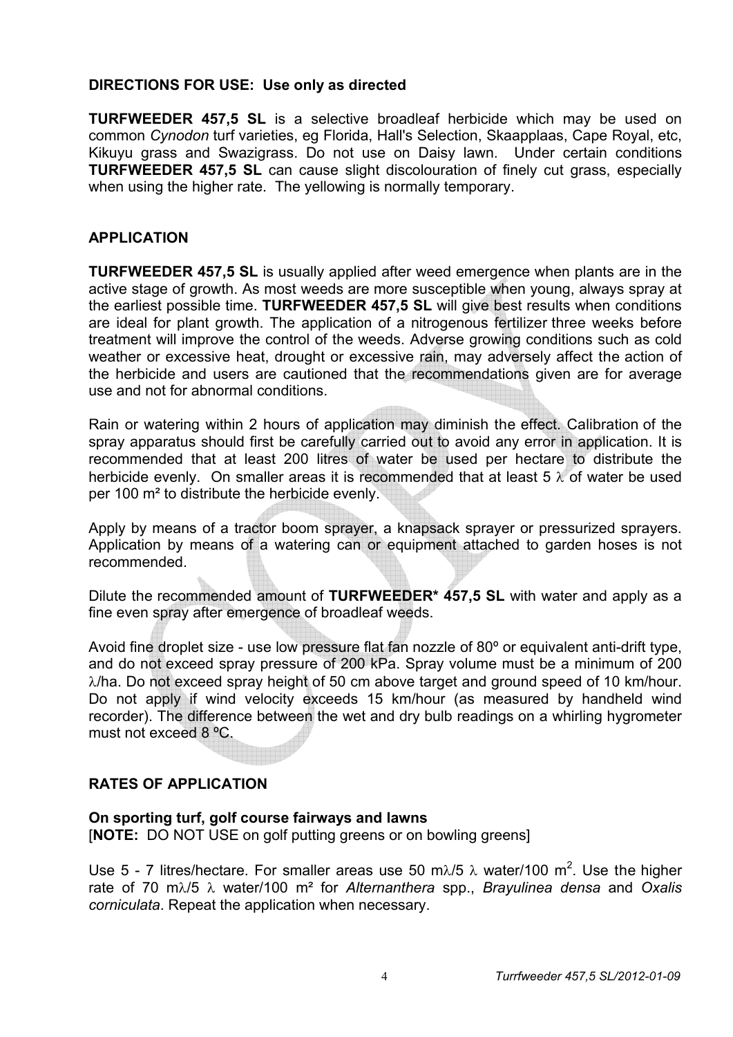**DIRECTIONS FOR USE: Use only as directed**

**TURFWEEDER 457,5 SL** is a selective broadleaf herbicide which may be used on common *Cynodon* turf varieties, eg Florida, Hall's Selection, Skaapplaas, Cape Royal, etc, Kikuyu grass and Swazigrass. Do not use on Daisy lawn. Under certain conditions **TURFWEEDER 457,5 SL** can cause slight discolouration of finely cut grass, especially when using the higher rate. The yellowing is normally temporary.

## APPLICATION

**TURFWEEDER 457,5 SL** is usually applied after weed emergence when plants are in the active stage of growth. As most weeds are more susceptible when young, always spray at the earliest possible time. **TURFWEEDER 457,5 SL** will give best results when conditions are ideal for plant growth. The application of a nitrogenous fertilizer three weeks before treatment will improve the control of the weeds. Adverse growing conditions such as cold weather or excessive heat, drought or excessive rain, may adversely affect the action of the herbicide and users are cautioned that the recommendations given are for average use and not for abnormal conditions.

Rain or watering within 2 hours of application may diminish the effect. Calibration of the spray apparatus should first be carefully carried out to avoid any error in application. It is recommended that at least 200 litres of water be used per hectare to distribute the herbicide evenly. On smaller areas it is recommended that at least 5 λ of water be used per 100 m² to distribute the herbicide evenly.

Apply by means of a tractor boom sprayer, a knapsack sprayer or pressurized sprayers. Application by means of a watering can or equipment attached to garden hoses is not recommended.

Dilute the recommended amount of **TURFWEEDER* 457,5 SL** with water and apply as a fine even spray after emergence of broadleaf weeds.

Avoid fine droplet size - use low pressure flat fan nozzle of 80º or equivalent anti-drift type, and do not exceed spray pressure of 200 kPa. Spray volume must be a minimum of 200 λ/ha. Do not exceed spray height of 50 cm above target and ground speed of 10 km/hour. Do not apply if wind velocity exceeds 15 km/hour (as measured by handheld wind recorder). The difference between the wet and dry bulb readings on a whirling hygrometer must not exceed 8 ºC.

## RATES OF APPLICATION

**On sporting turf, golf course fairways and lawns**
[**NOTE:** DO NOT USE on golf putting greens or on bowling greens]

Use 5 - 7 litres/hectare. For smaller areas use 50 mλ/5 λ water/100 m². Use the higher rate of 70 mλ/5 λ water/100 m² for *Alternanthera* spp., *Brayulinea densa* and *Oxalis corniculata*. Repeat the application when necessary.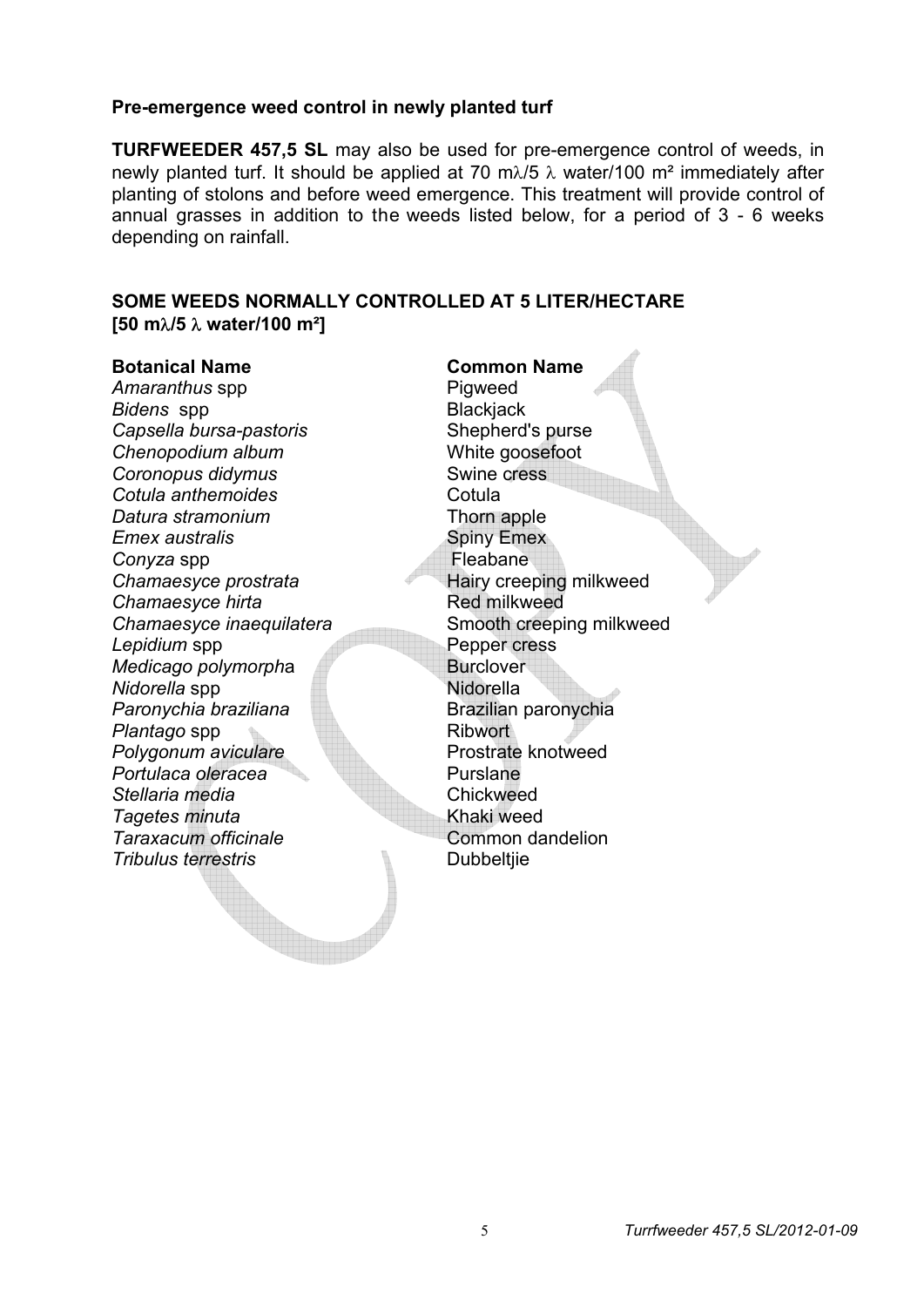**Pre-emergence weed control in newly planted turf**

**TURFWEEDER 457,5 SL** may also be used for pre-emergence control of weeds, in newly planted turf. It should be applied at 70 mλ/5 λ water/100 m² immediately after planting of stolons and before weed emergence. This treatment will provide control of annual grasses in addition to the weeds listed below, for a period of 3 - 6 weeks depending on rainfall.

**SOME WEEDS NORMALLY CONTROLLED AT 5 LITER/HECTARE [50 mλ/5 λ water/100 m²]**

| Botanical Name | Common Name |
|---|---|
| *Amaranthus* spp | Pigweed |
| *Bidens* spp | Blackjack |
| *Capsella bursa-pastoris* | Shepherd's purse |
| *Chenopodium album* | White goosefoot |
| *Coronopus didymus* | Swine cress |
| *Cotula anthemoides* | Cotula |
| *Datura stramonium* | Thorn apple |
| *Emex australis* | Spiny Emex |
| *Conyza* spp | Fleabane |
| *Chamaesyce prostrata* | Hairy creeping milkweed |
| *Chamaesyce hirta* | Red milkweed |
| *Chamaesyce inaequilatera* | Smooth creeping milkweed |
| *Lepidium* spp | Pepper cress |
| *Medicago polymorpha* | Burclover |
| *Nidorella* spp | Nidorella |
| *Paronychia braziliana* | Brazilian paronychia |
| *Plantago* spp | Ribwort |
| *Polygonum aviculare* | Prostrate knotweed |
| *Portulaca oleracea* | Purslane |
| *Stellaria media* | Chickweed |
| *Tagetes minuta* | Khaki weed |
| *Taraxacum officinale* | Common dandelion |
| *Tribulus terrestris* | Dubbeltjie |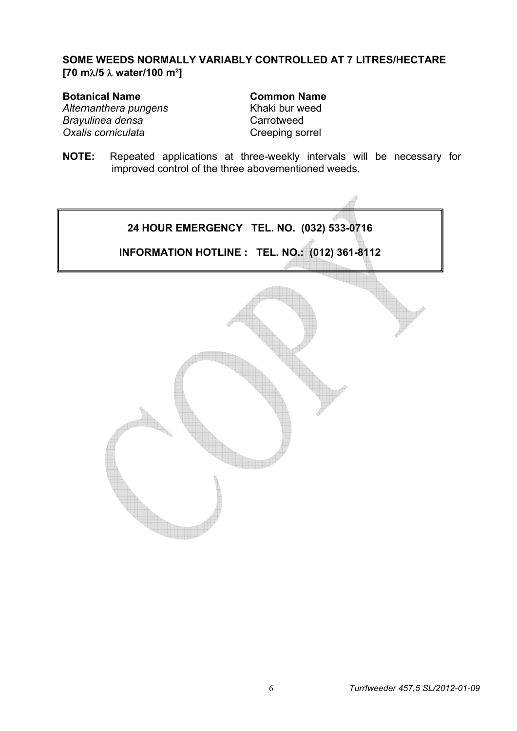**SOME WEEDS NORMALLY VARIABLY CONTROLLED AT 7 LITRES/HECTARE [70 mλ/5 λ water/100 m²]**

| **Botanical Name** | **Common Name** |
|---|---|
| *Alternanthera pungens* | Khaki bur weed |
| *Brayulinea densa* | Carrotweed |
| *Oxalis corniculata* | Creeping sorrel |

**NOTE:** Repeated applications at three-weekly intervals will be necessary for improved control of the three abovementioned weeds.

**24 HOUR EMERGENCY TEL. NO. (032) 533-0716**

**INFORMATION HOTLINE : TEL. NO.: (012) 361-8112**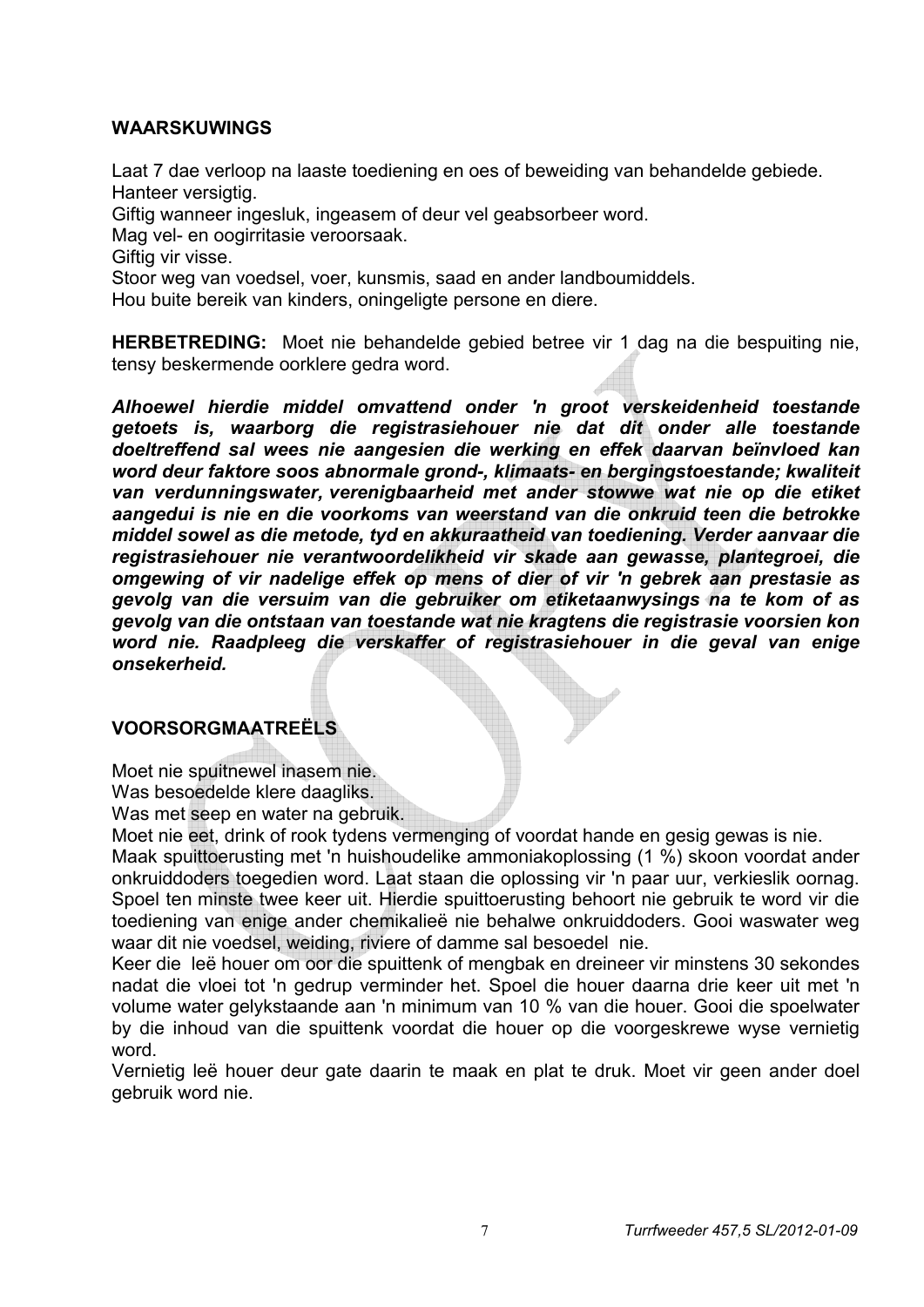## WAARSKUWINGS

Laat 7 dae verloop na laaste toediening en oes of beweiding van behandelde gebiede.
Hanteer versigtig.
Giftig wanneer ingesluk, ingeasem of deur vel geabsorbeer word.
Mag vel- en oogirritasie veroorsaak.
Giftig vir visse.
Stoor weg van voedsel, voer, kunsmis, saad en ander landboumiddels.
Hou buite bereik van kinders, oningeligte persone en diere.

**HERBETREDING:** Moet nie behandelde gebied betree vir 1 dag na die bespuiting nie, tensy beskermende oorklere gedra word.

***Alhoewel hierdie middel omvattend onder 'n groot verskeidenheid toestande getoets is, waarborg die registrasiehouer nie dat dit onder alle toestande doeltreffend sal wees nie aangesien die werking en effek daarvan beïnvloed kan word deur faktore soos abnormale grond-, klimaats- en bergingstoestande; kwaliteit van verdunningswater, verenigbaarheid met ander stowwe wat nie op die etiket aangedui is nie en die voorkoms van weerstand van die onkruid teen die betrokke middel sowel as die metode, tyd en akkuraatheid van toediening. Verder aanvaar die registrasiehouer nie verantwoordelikheid vir skade aan gewasse, plantegroei, die omgewing of vir nadelige effek op mens of dier of vir 'n gebrek aan prestasie as gevolg van die versuim van die gebruiker om etiketaanwysings na te kom of as gevolg van die ontstaan van toestande wat nie kragtens die registrasie voorsien kon word nie. Raadpleeg die verskaffer of registrasiehouer in die geval van enige onsekerheid.***

## VOORSORGMAATREËLS

Moet nie spuitnewel inasem nie.
Was besoedelde klere daagliks.
Was met seep en water na gebruik.
Moet nie eet, drink of rook tydens vermenging of voordat hande en gesig gewas is nie.
Maak spuittoerusting met 'n huishoudelike ammoniakoplossing (1 %) skoon voordat ander onkruiddoders toegedien word. Laat staan die oplossing vir 'n paar uur, verkieslik oornag. Spoel ten minste twee keer uit. Hierdie spuittoerusting behoort nie gebruik te word vir die toediening van enige ander chemikalieë nie behalwe onkruiddoders. Gooi waswater weg waar dit nie voedsel, weiding, riviere of damme sal besoedel nie.
Keer die leë houer om oor die spuittenk of mengbak en dreineer vir minstens 30 sekondes nadat die vloei tot 'n gedrup verminder het. Spoel die houer daarna drie keer uit met 'n volume water gelykstaande aan 'n minimum van 10 % van die houer. Gooi die spoelwater by die inhoud van die spuittenk voordat die houer op die voorgeskrewe wyse vernietig word.
Vernietig leë houer deur gate daarin te maak en plat te druk. Moet vir geen ander doel gebruik word nie.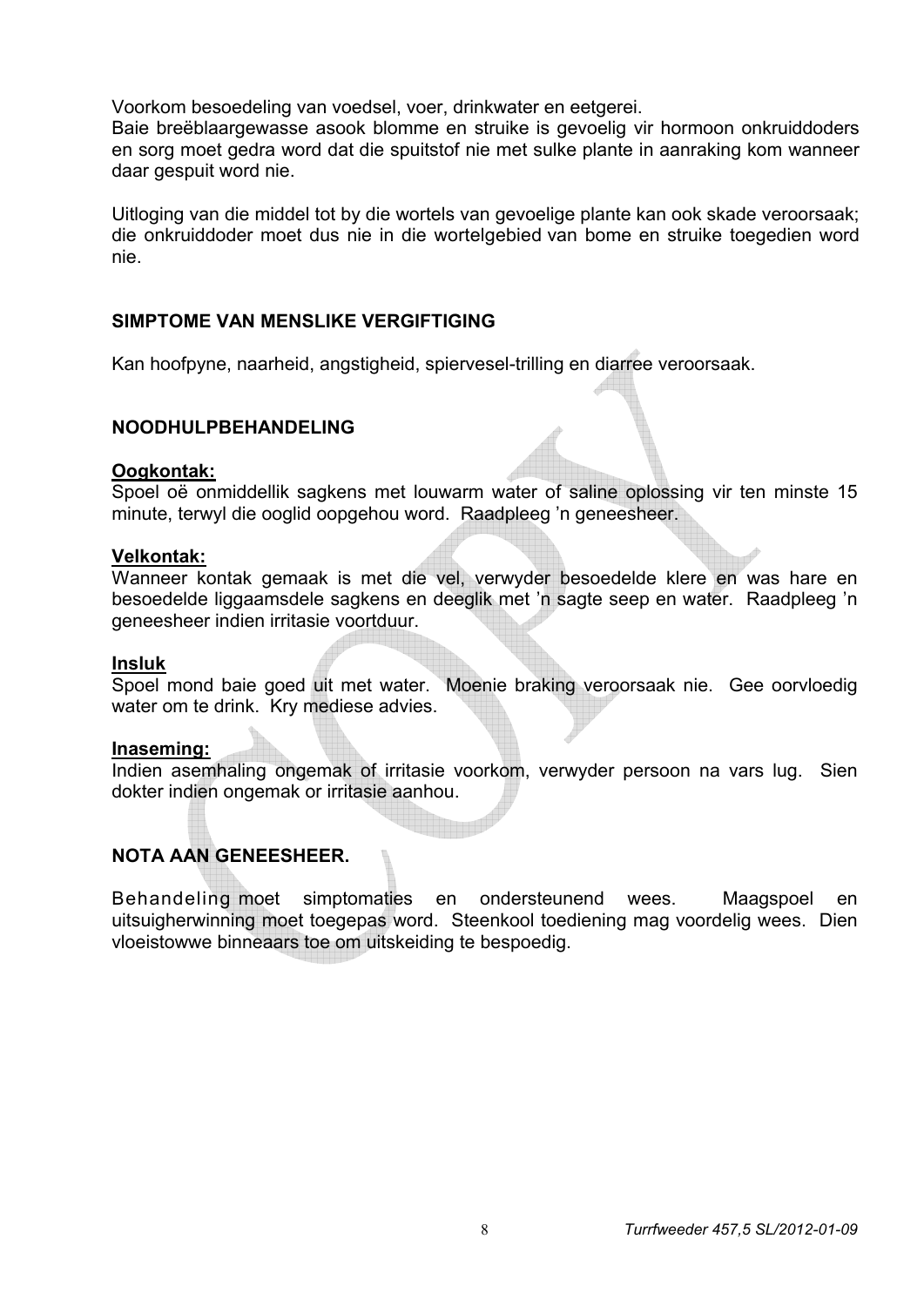Voorkom besoedeling van voedsel, voer, drinkwater en eetgerei.
Baie breëblaargewasse asook blomme en struike is gevoelig vir hormoon onkruiddoders en sorg moet gedra word dat die spuitstof nie met sulke plante in aanraking kom wanneer daar gespuit word nie.

Uitloging van die middel tot by die wortels van gevoelige plante kan ook skade veroorsaak; die onkruiddoder moet dus nie in die wortelgebied van bome en struike toegedien word nie.

**SIMPTOME VAN MENSLIKE VERGIFTIGING**

Kan hoofpyne, naarheid, angstigheid, spiervesel-trilling en diarree veroorsaak.

**NOODHULPBEHANDELING**

**Oogkontak:**
Spoel oë onmiddellik sagkens met louwarm water of saline oplossing vir ten minste 15 minute, terwyl die ooglid oopgehou word. Raadpleeg 'n geneesheer.

**Velkontak:**
Wanneer kontak gemaak is met die vel, verwyder besoedelde klere en was hare en besoedelde liggaamsdele sagkens en deeglik met 'n sagte seep en water. Raadpleeg 'n geneesheer indien irritasie voortduur.

**Insluk**
Spoel mond baie goed uit met water. Moenie braking veroorsaak nie. Gee oorvloedig water om te drink. Kry mediese advies.

**Inaseming:**
Indien asemhaling ongemak of irritasie voorkom, verwyder persoon na vars lug. Sien dokter indien ongemak or irritasie aanhou.

**NOTA AAN GENEESHEER.**

Behandeling moet simptomaties en ondersteunend wees. Maagspoel en uitsuigherwinning moet toegepas word. Steenkool toediening mag voordelig wees. Dien vloeistowwe binneaars toe om uitskeiding te bespoedig.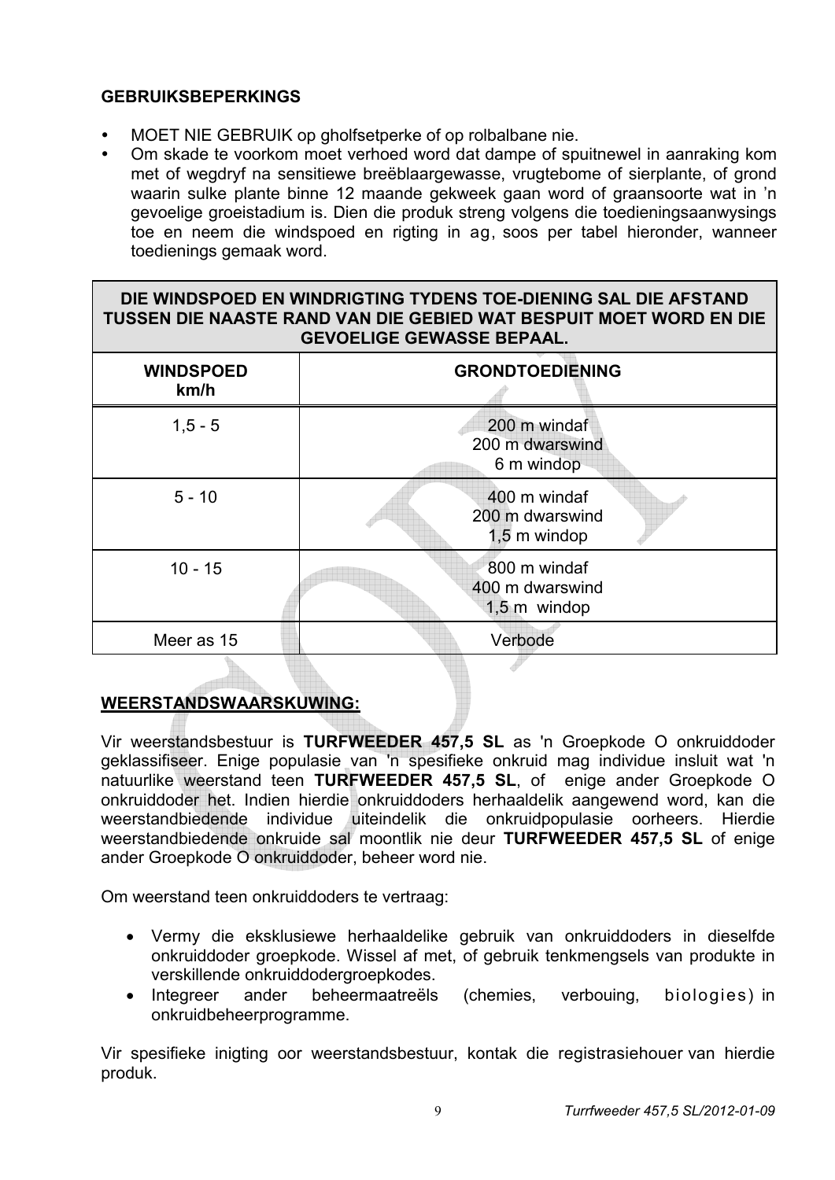**GEBRUIKSBEPERKINGS**

- MOET NIE GEBRUIK op gholfsetperke of op rolbalbane nie.
- Om skade te voorkom moet verhoed word dat dampe of spuitnewel in aanraking kom met of wegdryf na sensitiewe breëblaargewasse, vrugtebome of sierplante, of grond waarin sulke plante binne 12 maande gekweek gaan word of graansoorte wat in 'n gevoelige groeistadium is. Dien die produk streng volgens die toedieningsaanwysings toe en neem die windspoed en rigting in ag, soos per tabel hieronder, wanneer toedienings gemaak word.

| DIE WINDSPOED EN WINDRIGTING TYDENS TOE-DIENING SAL DIE AFSTAND TUSSEN DIE NAASTE RAND VAN DIE GEBIED WAT BESPUIT MOET WORD EN DIE GEVOELIGE GEWASSE BEPAAL. | |
|---|---|
| **WINDSPOED km/h** | **GRONDTOEDIENING** |
| 1,5 - 5 | 200 m windaf<br>200 m dwarswind<br>6 m windop |
| 5 - 10 | 400 m windaf<br>200 m dwarswind<br>1,5 m windop |
| 10 - 15 | 800 m windaf<br>400 m dwarswind<br>1,5 m windop |
| Meer as 15 | Verbode |

**WEERSTANDSWAARSKUWING:**

Vir weerstandsbestuur is **TURFWEEDER 457,5 SL** as 'n Groepkode O onkruiddoder geklassifiseer. Enige populasie van 'n spesifieke onkruid mag individue insluit wat 'n natuurlike weerstand teen **TURFWEEDER 457,5 SL**, of enige ander Groepkode O onkruiddoder het. Indien hierdie onkruiddoders herhaaldelik aangewend word, kan die weerstandbiedende individue uiteindelik die onkruidpopulasie oorheers. Hierdie weerstandbiedende onkruide sal moontlik nie deur **TURFWEEDER 457,5 SL** of enige ander Groepkode O onkruiddoder, beheer word nie.

Om weerstand teen onkruiddoders te vertraag:

- Vermy die eksklusiewe herhaaldelike gebruik van onkruiddoders in dieselfde onkruiddoder groepkode. Wissel af met, of gebruik tenkmengsels van produkte in verskillende onkruiddodergroepkodes.
- Integreer ander beheermaatreëls (chemies, verbouing, biologies) in onkruidbeheerprogramme.

Vir spesifieke inigting oor weerstandsbestuur, kontak die registrasiehouer van hierdie produk.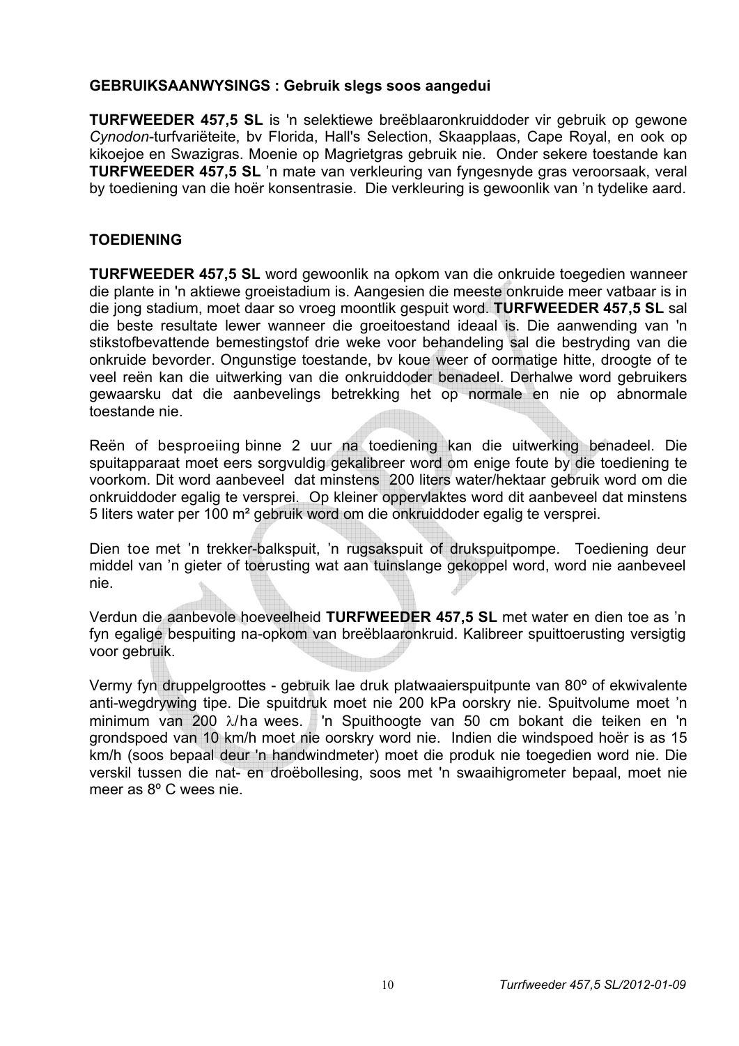**GEBRUIKSAANWYSINGS : Gebruik slegs soos aangedui**

**TURFWEEDER 457,5 SL** is 'n selektiewe breëblaaronkruiddoder vir gebruik op gewone *Cynodon*-turfvariëteite, bv Florida, Hall's Selection, Skaapplaas, Cape Royal, en ook op kikoejoe en Swazigras. Moenie op Magrietgras gebruik nie. Onder sekere toestande kan **TURFWEEDER 457,5 SL** 'n mate van verkleuring van fyngesnyde gras veroorsaak, veral by toediening van die hoër konsentrasie. Die verkleuring is gewoonlik van 'n tydelike aard.

**TOEDIENING**

**TURFWEEDER 457,5 SL** word gewoonlik na opkom van die onkruide toegedien wanneer die plante in 'n aktiewe groeistadium is. Aangesien die meeste onkruide meer vatbaar is in die jong stadium, moet daar so vroeg moontlik gespuit word. **TURFWEEDER 457,5 SL** sal die beste resultate lewer wanneer die groeitoestand ideaal is. Die aanwending van 'n stikstofbevattende bemestingstof drie weke voor behandeling sal die bestryding van die onkruide bevorder. Ongunstige toestande, bv koue weer of oormatige hitte, droogte of te veel reën kan die uitwerking van die onkruiddoder benadeel. Derhalwe word gebruikers gewaarsku dat die aanbevelings betrekking het op normale en nie op abnormale toestande nie.

Reën of besproeiing binne 2 uur na toediening kan die uitwerking benadeel. Die spuitapparaat moet eers sorgvuldig gekalibreer word om enige foute by die toediening te voorkom. Dit word aanbeveel dat minstens 200 liters water/hektaar gebruik word om die onkruiddoder egalig te versprei. Op kleiner oppervlaktes word dit aanbeveel dat minstens 5 liters water per 100 m² gebruik word om die onkruiddoder egalig te versprei.

Dien toe met 'n trekker-balkspuit, 'n rugsakspuit of drukspuitpompe. Toediening deur middel van 'n gieter of toerusting wat aan tuinslange gekoppel word, word nie aanbeveel nie.

Verdun die aanbevole hoeveelheid **TURFWEEDER 457,5 SL** met water en dien toe as 'n fyn egalige bespuiting na-opkom van breëblaaronkruid. Kalibreer spuittoerusting versigtig voor gebruik.

Vermy fyn druppelgroottes - gebruik lae druk platwaaierspuitpunte van 80º of ekwivalente anti-wegdrywing tipe. Die spuitdruk moet nie 200 kPa oorskry nie. Spuitvolume moet 'n minimum van 200 λ/ha wees. 'n Spuithoogte van 50 cm bokant die teiken en 'n grondspoed van 10 km/h moet nie oorskry word nie. Indien die windspoed hoër is as 15 km/h (soos bepaal deur 'n handwindmeter) moet die produk nie toegedien word nie. Die verskil tussen die nat- en droëbollesing, soos met 'n swaaihigrometer bepaal, moet nie meer as 8º C wees nie.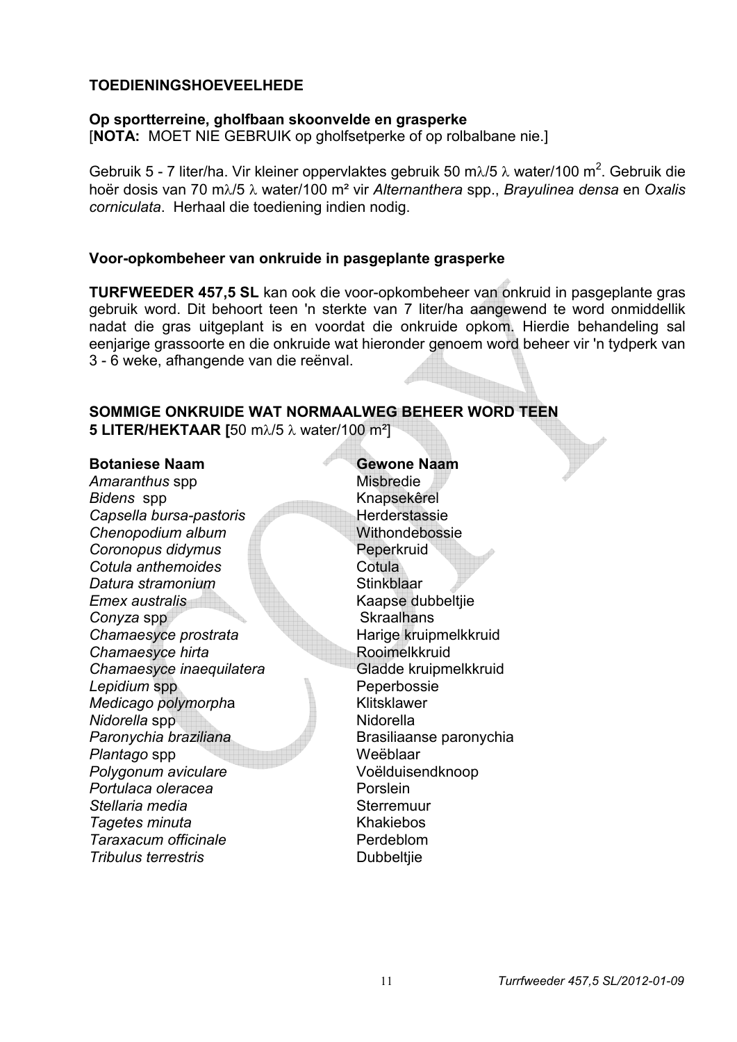## TOEDIENINGSHOEVEELHEDE

**Op sportterreine, gholfbaan skoonvelde en grasperke**
[**NOTA:** MOET NIE GEBRUIK op gholfsetperke of op rolbalbane nie.]

Gebruik 5 - 7 liter/ha. Vir kleiner oppervlaktes gebruik 50 m$\lambda$/5 $\lambda$ water/100 m$^2$. Gebruik die hoër dosis van 70 m$\lambda$/5 $\lambda$ water/100 m² vir *Alternanthera* spp., *Brayulinea densa* en *Oxalis corniculata*. Herhaal die toediening indien nodig.

**Voor-opkombeheer van onkruide in pasgeplante grasperke**

**TURFWEEDER 457,5 SL** kan ook die voor-opkombeheer van onkruid in pasgeplante gras gebruik word. Dit behoort teen 'n sterkte van 7 liter/ha aangewend te word onmiddellik nadat die gras uitgeplant is en voordat die onkruide opkom. Hierdie behandeling sal eenjarige grassoorte en die onkruide wat hieronder genoem word beheer vir 'n tydperk van 3 - 6 weke, afhangende van die reënval.

**SOMMIGE ONKRUIDE WAT NORMAALWEG BEHEER WORD TEEN 5 LITER/HEKTAAR [**50 m$\lambda$/5 $\lambda$ water/100 m²]

| Botaniese Naam | Gewone Naam |
|---|---|
| *Amaranthus* spp | Misbredie |
| *Bidens* spp | Knapsekêrel |
| *Capsella bursa-pastoris* | Herderstassie |
| *Chenopodium album* | Withondebossie |
| *Coronopus didymus* | Peperkruid |
| *Cotula anthemoides* | Cotula |
| *Datura stramonium* | Stinkblaar |
| *Emex australis* | Kaapse dubbeltjie |
| *Conyza* spp | Skraalhans |
| *Chamaesyce prostrata* | Harige kruipmelkkruid |
| *Chamaesyce hirta* | Rooimelkkruid |
| *Chamaesyce inaequilatera* | Gladde kruipmelkkruid |
| *Lepidium* spp | Peperbossie |
| *Medicago polymorpha* | Klitsklawer |
| *Nidorella* spp | Nidorella |
| *Paronychia braziliana* | Brasiliaanse paronychia |
| *Plantago* spp | Weëblaar |
| *Polygonum aviculare* | Voëlduisendknoop |
| *Portulaca oleracea* | Porslein |
| *Stellaria media* | Sterremuur |
| *Tagetes minuta* | Khakiebos |
| *Taraxacum officinale* | Perdeblom |
| *Tribulus terrestris* | Dubbeltjie |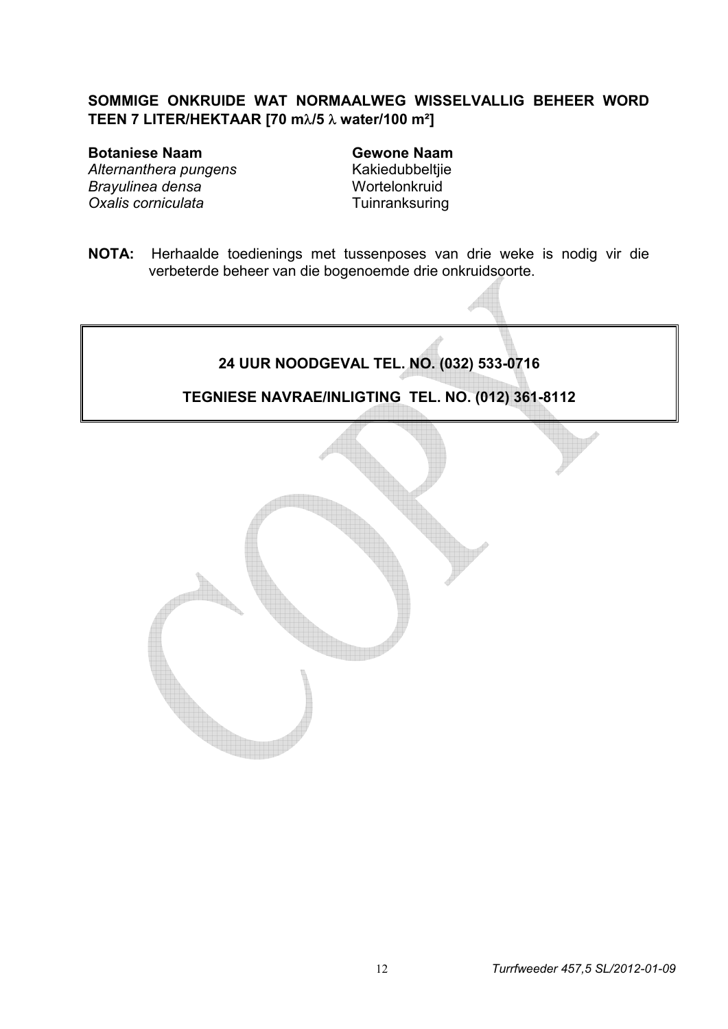**SOMMIGE ONKRUIDE WAT NORMAALWEG WISSELVALLIG BEHEER WORD TEEN 7 LITER/HEKTAAR [70 mλ/5 λ water/100 m²]**

| Botaniese Naam | Gewone Naam |
|---|---|
| *Alternanthera pungens* | Kakiedubbeltjie |
| *Brayulinea densa* | Wortelonkruid |
| *Oxalis corniculata* | Tuinranksuring |

**NOTA:** Herhaalde toedienings met tussenposes van drie weke is nodig vir die verbeterde beheer van die bogenoemde drie onkruidsoorte.

**24 UUR NOODGEVAL TEL. NO. (032) 533-0716**

**TEGNIESE NAVRAE/INLIGTING TEL. NO. (012) 361-8112**